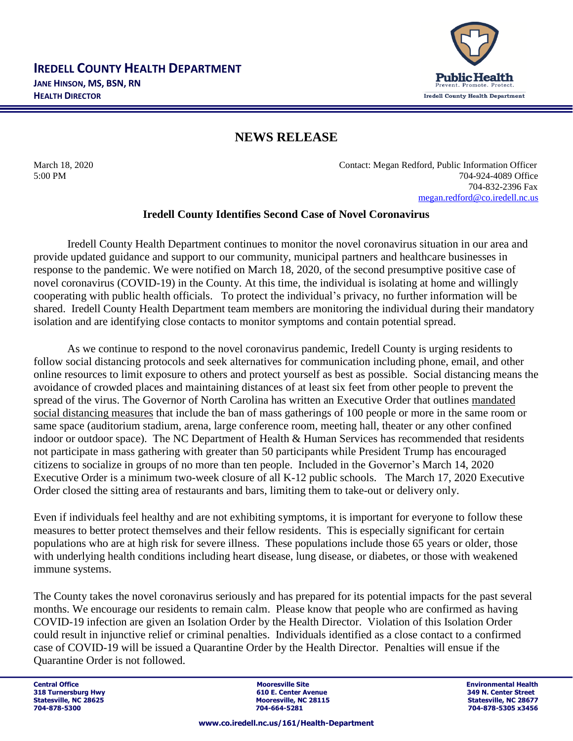# IREDELL COUNTY HEALTH DEPARTMENT

**JANE HINSON, MS, BSN, RN**
**HEALTH DIRECTOR**

## NEWS RELEASE

March 18, 2020
5:00 PM

Contact: Megan Redford, Public Information Officer
704-924-4089 Office
704-832-2396 Fax
megan.redford@co.iredell.nc.us

### Iredell County Identifies Second Case of Novel Coronavirus

Iredell County Health Department continues to monitor the novel coronavirus situation in our area and provide updated guidance and support to our community, municipal partners and healthcare businesses in response to the pandemic. We were notified on March 18, 2020, of the second presumptive positive case of novel coronavirus (COVID-19) in the County. At this time, the individual is isolating at home and willingly cooperating with public health officials. To protect the individual's privacy, no further information will be shared. Iredell County Health Department team members are monitoring the individual during their mandatory isolation and are identifying close contacts to monitor symptoms and contain potential spread.

As we continue to respond to the novel coronavirus pandemic, Iredell County is urging residents to follow social distancing protocols and seek alternatives for communication including phone, email, and other online resources to limit exposure to others and protect yourself as best as possible. Social distancing means the avoidance of crowded places and maintaining distances of at least six feet from other people to prevent the spread of the virus. The Governor of North Carolina has written an Executive Order that outlines mandated social distancing measures that include the ban of mass gatherings of 100 people or more in the same room or same space (auditorium stadium, arena, large conference room, meeting hall, theater or any other confined indoor or outdoor space). The NC Department of Health & Human Services has recommended that residents not participate in mass gathering with greater than 50 participants while President Trump has encouraged citizens to socialize in groups of no more than ten people. Included in the Governor's March 14, 2020 Executive Order is a minimum two-week closure of all K-12 public schools. The March 17, 2020 Executive Order closed the sitting area of restaurants and bars, limiting them to take-out or delivery only.

Even if individuals feel healthy and are not exhibiting symptoms, it is important for everyone to follow these measures to better protect themselves and their fellow residents. This is especially significant for certain populations who are at high risk for severe illness. These populations include those 65 years or older, those with underlying health conditions including heart disease, lung disease, or diabetes, or those with weakened immune systems.

The County takes the novel coronavirus seriously and has prepared for its potential impacts for the past several months. We encourage our residents to remain calm. Please know that people who are confirmed as having COVID-19 infection are given an Isolation Order by the Health Director. Violation of this Isolation Order could result in injunctive relief or criminal penalties. Individuals identified as a close contact to a confirmed case of COVID-19 will be issued a Quarantine Order by the Health Director. Penalties will ensue if the Quarantine Order is not followed.

**Central Office**
**318 Turnersburg Hwy**
**Statesville, NC 28625**
**704-878-5300**

**Mooresville Site**
**610 E. Center Avenue**
**Mooresville, NC 28115**
**704-664-5281**

**Environmental Health**
**349 N. Center Street**
**Statesville, NC 28677**
**704-878-5305 x3456**

**www.co.iredell.nc.us/161/Health-Department**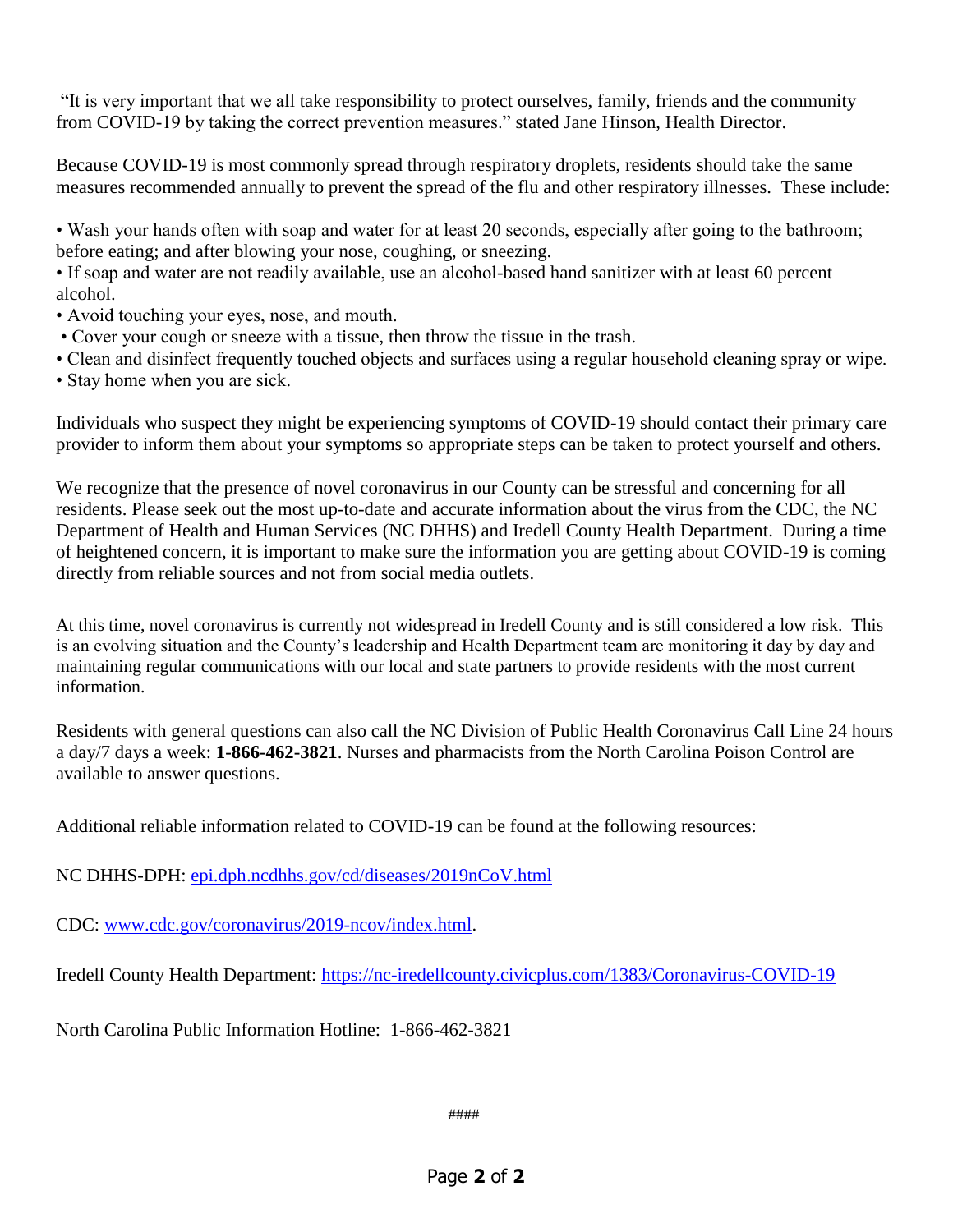"It is very important that we all take responsibility to protect ourselves, family, friends and the community from COVID-19 by taking the correct prevention measures." stated Jane Hinson, Health Director.

Because COVID-19 is most commonly spread through respiratory droplets, residents should take the same measures recommended annually to prevent the spread of the flu and other respiratory illnesses. These include:

- Wash your hands often with soap and water for at least 20 seconds, especially after going to the bathroom; before eating; and after blowing your nose, coughing, or sneezing.
- If soap and water are not readily available, use an alcohol-based hand sanitizer with at least 60 percent alcohol.
- Avoid touching your eyes, nose, and mouth.
- Cover your cough or sneeze with a tissue, then throw the tissue in the trash.
- Clean and disinfect frequently touched objects and surfaces using a regular household cleaning spray or wipe.
- Stay home when you are sick.

Individuals who suspect they might be experiencing symptoms of COVID-19 should contact their primary care provider to inform them about your symptoms so appropriate steps can be taken to protect yourself and others.

We recognize that the presence of novel coronavirus in our County can be stressful and concerning for all residents. Please seek out the most up-to-date and accurate information about the virus from the CDC, the NC Department of Health and Human Services (NC DHHS) and Iredell County Health Department. During a time of heightened concern, it is important to make sure the information you are getting about COVID-19 is coming directly from reliable sources and not from social media outlets.

At this time, novel coronavirus is currently not widespread in Iredell County and is still considered a low risk. This is an evolving situation and the County's leadership and Health Department team are monitoring it day by day and maintaining regular communications with our local and state partners to provide residents with the most current information.

Residents with general questions can also call the NC Division of Public Health Coronavirus Call Line 24 hours a day/7 days a week: **1-866-462-3821**. Nurses and pharmacists from the North Carolina Poison Control are available to answer questions.

Additional reliable information related to COVID-19 can be found at the following resources:

NC DHHS-DPH: epi.dph.ncdhhs.gov/cd/diseases/2019nCoV.html

CDC: www.cdc.gov/coronavirus/2019-ncov/index.html.

Iredell County Health Department: https://nc-iredellcounty.civicplus.com/1383/Coronavirus-COVID-19

North Carolina Public Information Hotline: 1-866-462-3821

####